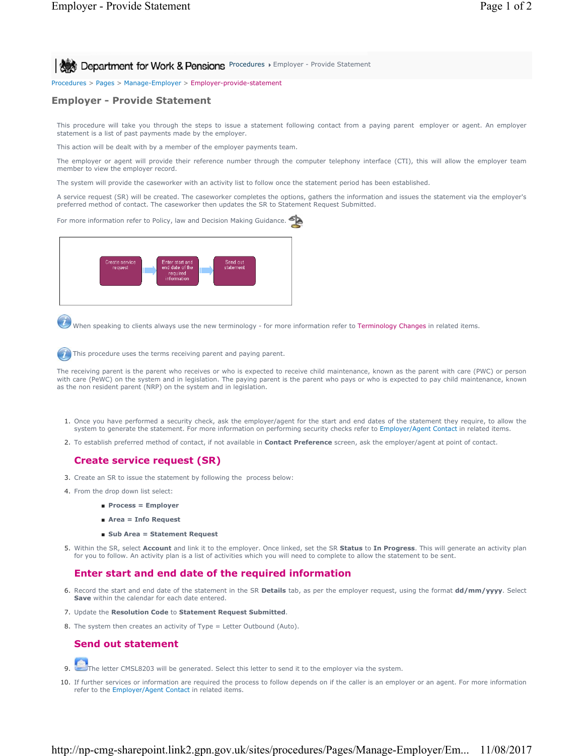Department for Work & Pensions Procedures ▸ Employer - Provide Statement

Procedures > Pages > Manage-Employer > Employer-provide-statement

# Employer - Provide Statement

This procedure will take you through the steps to issue a statement following contact from a paying parent employer or agent. An employer statement is a list of past payments made by the employer.

This action will be dealt with by a member of the employer payments team.

The employer or agent will provide their reference number through the computer telephony interface (CTI), this will allow the employer team member to view the employer record.

The system will provide the caseworker with an activity list to follow once the statement period has been established.

A service request (SR) will be created. The caseworker completes the options, gathers the information and issues the statement via the employer's preferred method of contact. The caseworker then updates the SR to Statement Request Submitted.

For more information refer to Policy, law and Decision Making Guidance.

Create service request → Enter start and end date of the required information → Send out statement

When speaking to clients always use the new terminology - for more information refer to Terminology Changes in related items.

This procedure uses the terms receiving parent and paying parent.

The receiving parent is the parent who receives or who is expected to receive child maintenance, known as the parent with care (PWC) or person with care (PeWC) on the system and in legislation. The paying parent is the parent who pays or who is expected to pay child maintenance, known as the non resident parent (NRP) on the system and in legislation.

1. Once you have performed a security check, ask the employer/agent for the start and end dates of the statement they require, to allow the system to generate the statement. For more information on performing security checks refer to Employer/Agent Contact in related items.
2. To establish preferred method of contact, if not available in **Contact Preference** screen, ask the employer/agent at point of contact.

## Create service request (SR)

3. Create an SR to issue the statement by following the process below:
4. From the drop down list select:
   - **Process = Employer**
   - **Area = Info Request**
   - **Sub Area = Statement Request**
5. Within the SR, select **Account** and link it to the employer. Once linked, set the SR **Status** to **In Progress**. This will generate an activity plan for you to follow. An activity plan is a list of activities which you will need to complete to allow the statement to be sent.

## Enter start and end date of the required information

6. Record the start and end date of the statement in the SR **Details** tab, as per the employer request, using the format **dd/mm/yyyy**. Select **Save** within the calendar for each date entered.
7. Update the **Resolution Code** to **Statement Request Submitted**.
8. The system then creates an activity of Type = Letter Outbound (Auto).

## Send out statement

9. The letter CMSL8203 will be generated. Select this letter to send it to the employer via the system.
10. If further services or information are required the process to follow depends on if the caller is an employer or an agent. For more information refer to the Employer/Agent Contact in related items.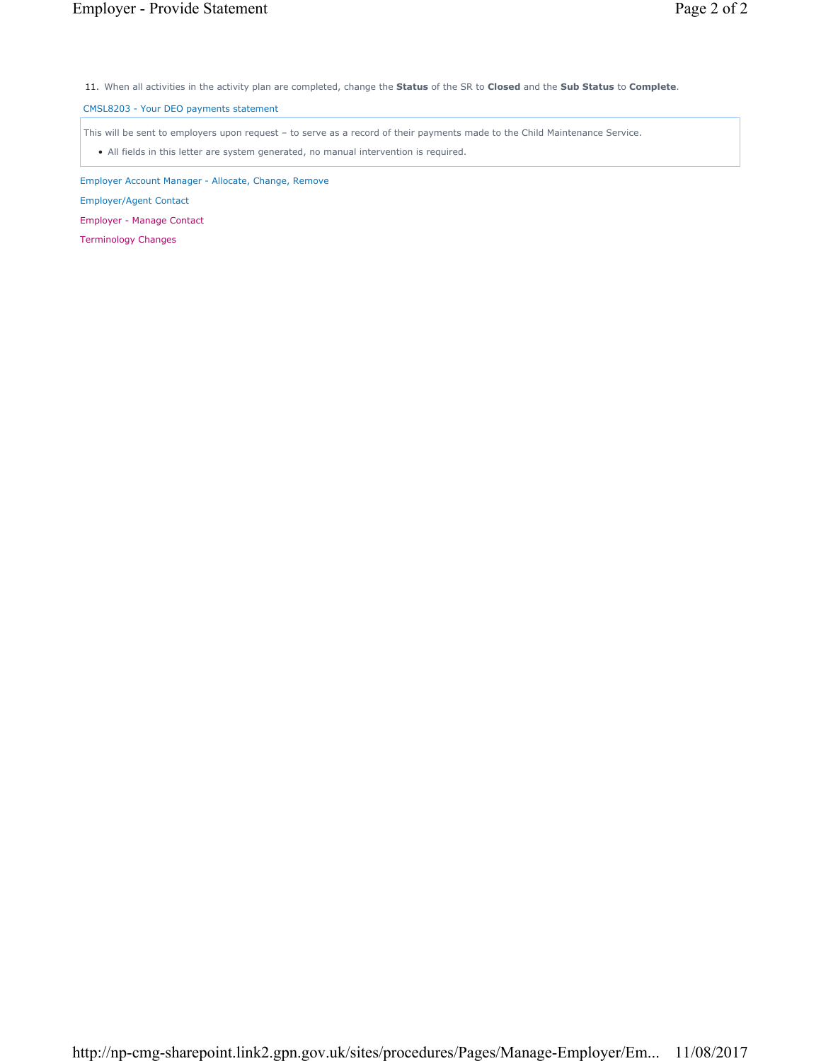11. When all activities in the activity plan are completed, change the **Status** of the SR to **Closed** and the **Sub Status** to **Complete**.

CMSL8203 - Your DEO payments statement

This will be sent to employers upon request – to serve as a record of their payments made to the Child Maintenance Service.

- All fields in this letter are system generated, no manual intervention is required.

Employer Account Manager - Allocate, Change, Remove

Employer/Agent Contact

Employer - Manage Contact

Terminology Changes